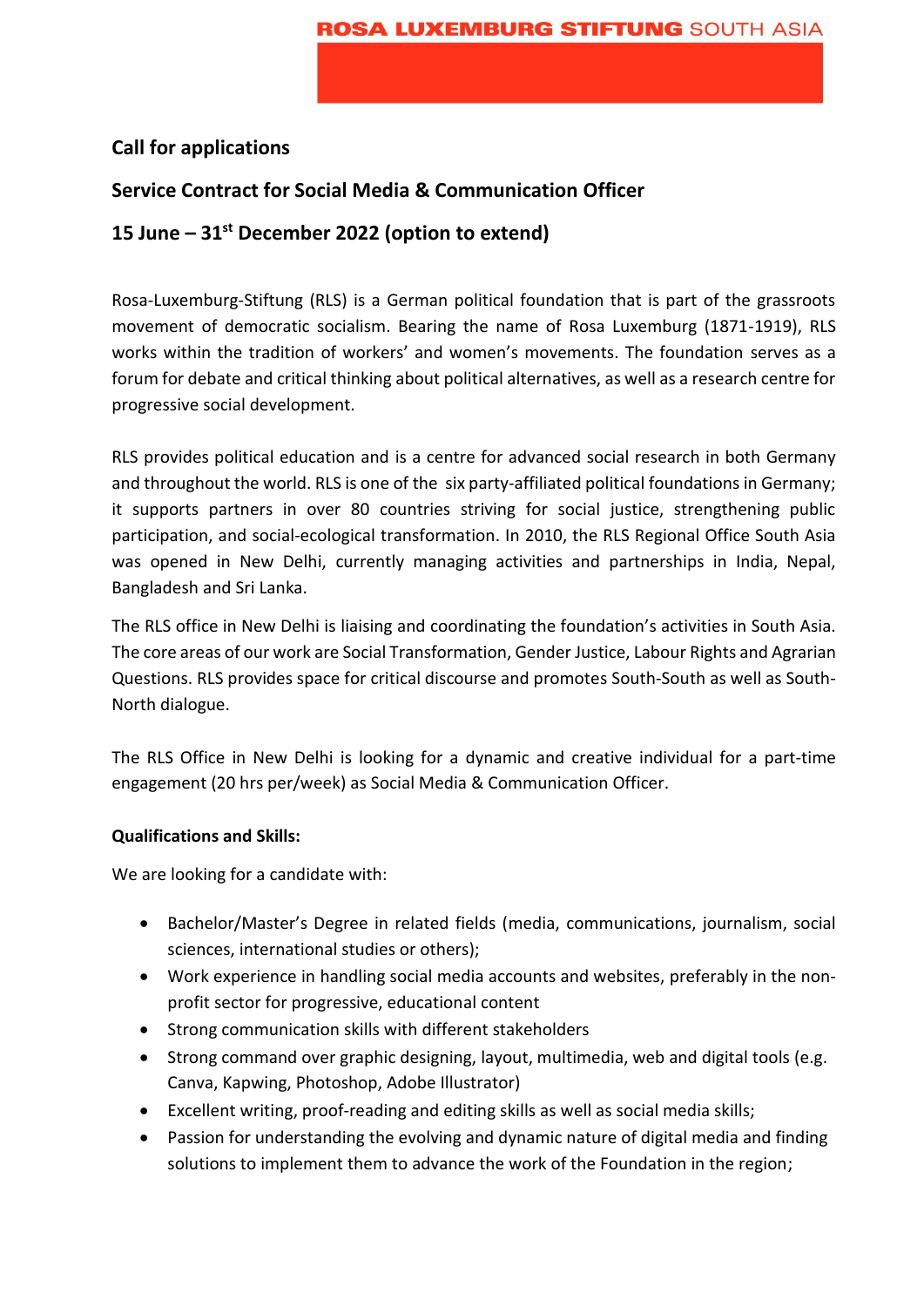ROSA LUXEMBURG STIFTUNG SOUTH ASIA

**Call for applications**

**Service Contract for Social Media & Communication Officer**

**15 June – 31st December 2022 (option to extend)**

Rosa-Luxemburg-Stiftung (RLS) is a German political foundation that is part of the grassroots movement of democratic socialism. Bearing the name of Rosa Luxemburg (1871-1919), RLS works within the tradition of workers' and women's movements. The foundation serves as a forum for debate and critical thinking about political alternatives, as well as a research centre for progressive social development.

RLS provides political education and is a centre for advanced social research in both Germany and throughout the world. RLS is one of the six party-affiliated political foundations in Germany; it supports partners in over 80 countries striving for social justice, strengthening public participation, and social-ecological transformation. In 2010, the RLS Regional Office South Asia was opened in New Delhi, currently managing activities and partnerships in India, Nepal, Bangladesh and Sri Lanka.

The RLS office in New Delhi is liaising and coordinating the foundation's activities in South Asia. The core areas of our work are Social Transformation, Gender Justice, Labour Rights and Agrarian Questions. RLS provides space for critical discourse and promotes South-South as well as South-North dialogue.

The RLS Office in New Delhi is looking for a dynamic and creative individual for a part-time engagement (20 hrs per/week) as Social Media & Communication Officer.

**Qualifications and Skills:**

We are looking for a candidate with:

- Bachelor/Master's Degree in related fields (media, communications, journalism, social sciences, international studies or others);
- Work experience in handling social media accounts and websites, preferably in the non-profit sector for progressive, educational content
- Strong communication skills with different stakeholders
- Strong command over graphic designing, layout, multimedia, web and digital tools (e.g. Canva, Kapwing, Photoshop, Adobe Illustrator)
- Excellent writing, proof-reading and editing skills as well as social media skills;
- Passion for understanding the evolving and dynamic nature of digital media and finding solutions to implement them to advance the work of the Foundation in the region;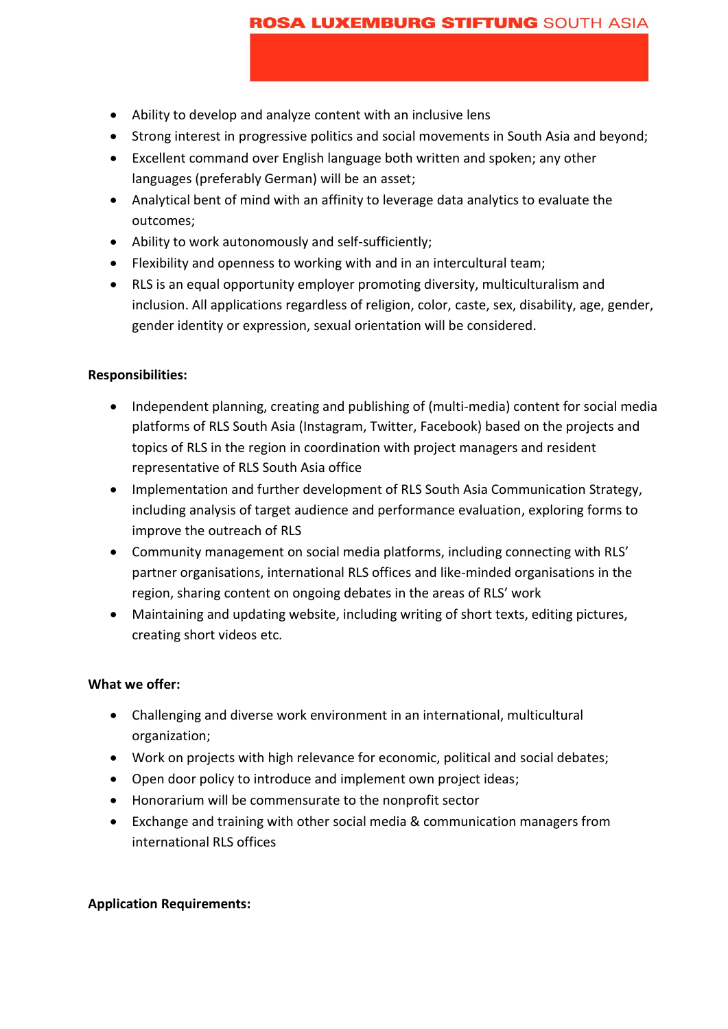- Ability to develop and analyze content with an inclusive lens
- Strong interest in progressive politics and social movements in South Asia and beyond;
- Excellent command over English language both written and spoken; any other languages (preferably German) will be an asset;
- Analytical bent of mind with an affinity to leverage data analytics to evaluate the outcomes;
- Ability to work autonomously and self-sufficiently;
- Flexibility and openness to working with and in an intercultural team;
- RLS is an equal opportunity employer promoting diversity, multiculturalism and inclusion. All applications regardless of religion, color, caste, sex, disability, age, gender, gender identity or expression, sexual orientation will be considered.

**Responsibilities:**

- Independent planning, creating and publishing of (multi-media) content for social media platforms of RLS South Asia (Instagram, Twitter, Facebook) based on the projects and topics of RLS in the region in coordination with project managers and resident representative of RLS South Asia office
- Implementation and further development of RLS South Asia Communication Strategy, including analysis of target audience and performance evaluation, exploring forms to improve the outreach of RLS
- Community management on social media platforms, including connecting with RLS' partner organisations, international RLS offices and like-minded organisations in the region, sharing content on ongoing debates in the areas of RLS' work
- Maintaining and updating website, including writing of short texts, editing pictures, creating short videos etc.

**What we offer:**

- Challenging and diverse work environment in an international, multicultural organization;
- Work on projects with high relevance for economic, political and social debates;
- Open door policy to introduce and implement own project ideas;
- Honorarium will be commensurate to the nonprofit sector
- Exchange and training with other social media & communication managers from international RLS offices

**Application Requirements:**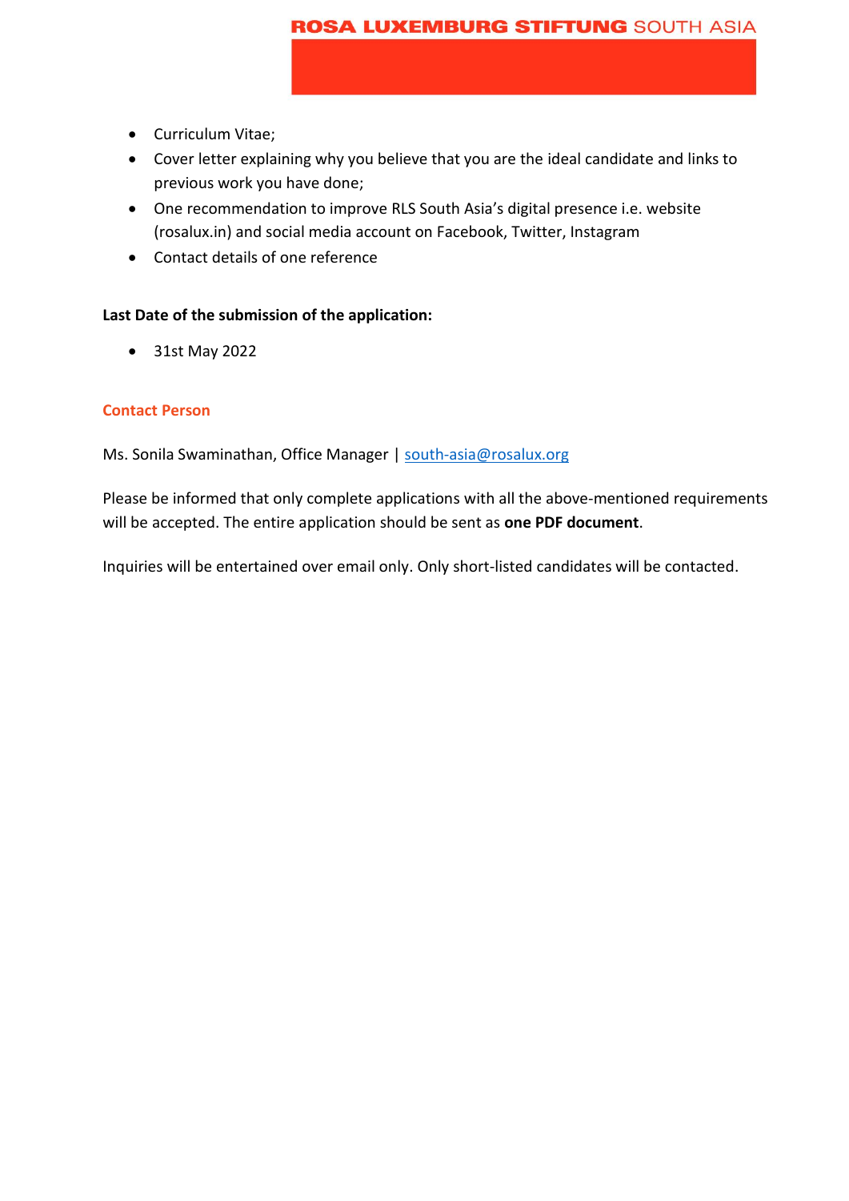- Curriculum Vitae;
- Cover letter explaining why you believe that you are the ideal candidate and links to previous work you have done;
- One recommendation to improve RLS South Asia's digital presence i.e. website (rosalux.in) and social media account on Facebook, Twitter, Instagram
- Contact details of one reference

**Last Date of the submission of the application:**

- 31st May 2022

## Contact Person

Ms. Sonila Swaminathan, Office Manager | south-asia@rosalux.org

Please be informed that only complete applications with all the above-mentioned requirements will be accepted. The entire application should be sent as **one PDF document**.

Inquiries will be entertained over email only. Only short-listed candidates will be contacted.